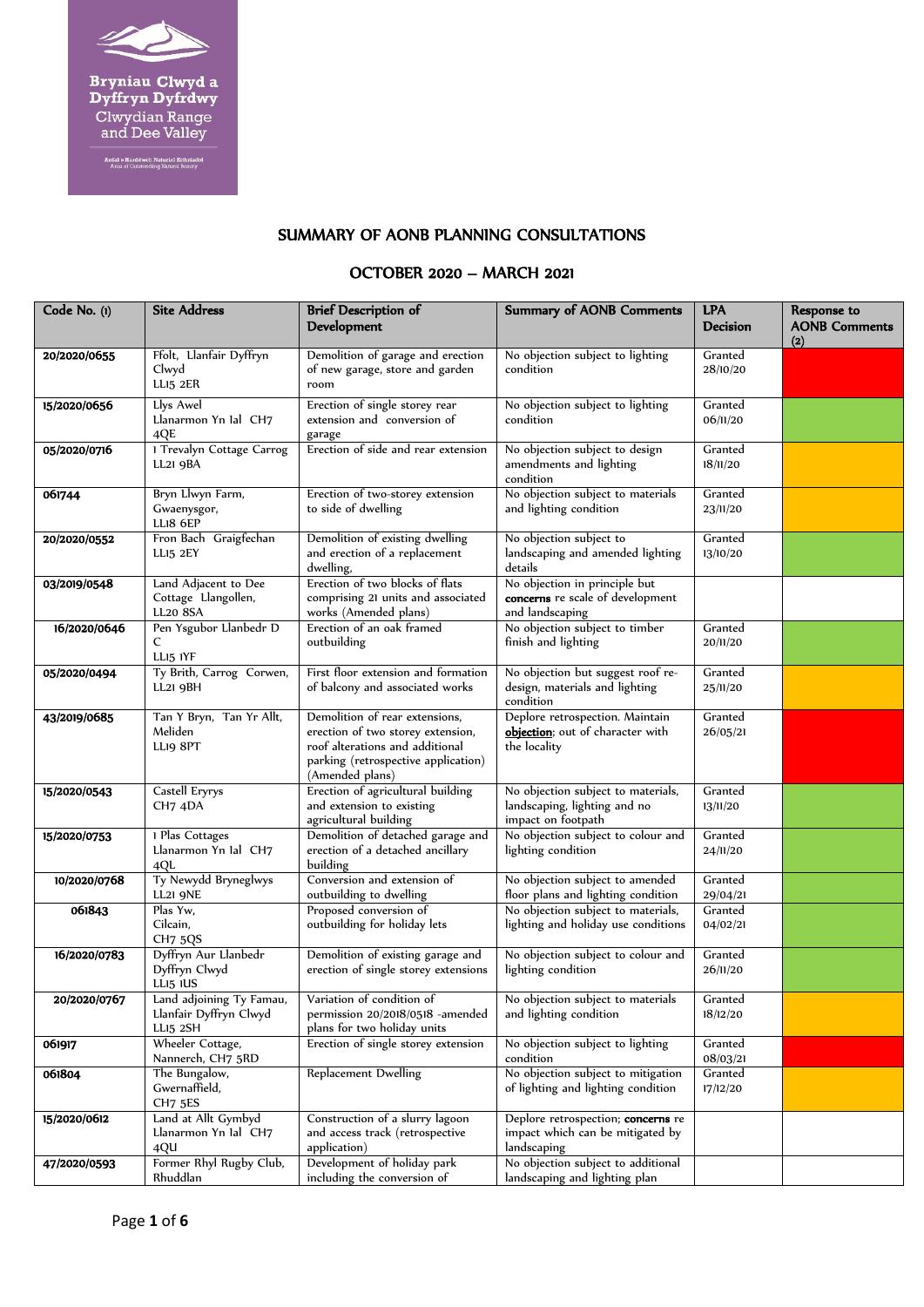Bryniau Clwyd a Dyffryn Dyfrdwy
Clwydian Range and Dee Valley

Ardal o Harddwch Naturiol Eithriadol
Area of Outstanding Natural Beauty

# SUMMARY OF AONB PLANNING CONSULTATIONS

## OCTOBER 2020 – MARCH 2021

| Code No. (1) | Site Address | Brief Description of Development | Summary of AONB Comments | LPA Decision | Response to AONB Comments (2) |
|---|---|---|---|---|---|
| **20/2020/0655** | Ffolt, Llanfair Dyffryn Clwyd LL15 2ER | Demolition of garage and erection of new garage, store and garden room | No objection subject to lighting condition | Granted 28/10/20 | |
| **15/2020/0656** | Llys Awel Llanarmon Yn Ial CH7 4QE | Erection of single storey rear extension and conversion of garage | No objection subject to lighting condition | Granted 06/11/20 | |
| **05/2020/0716** | 1 Trevalyn Cottage Carrog LL21 9BA | Erection of side and rear extension | No objection subject to design amendments and lighting condition | Granted 18/11/20 | |
| **061744** | Bryn Llwyn Farm, Gwaenysgor, LL18 6EP | Erection of two-storey extension to side of dwelling | No objection subject to materials and lighting condition | Granted 23/11/20 | |
| **20/2020/0552** | Fron Bach Graigfechan LL15 2EY | Demolition of existing dwelling and erection of a replacement dwelling, | No objection subject to landscaping and amended lighting details | Granted 13/10/20 | |
| **03/2019/0548** | Land Adjacent to Dee Cottage Llangollen, LL20 8SA | Erection of two blocks of flats comprising 21 units and associated works (Amended plans) | No objection in principle but **concerns** re scale of development and landscaping | | |
| **16/2020/0646** | Pen Ysgubor Llanbedr D C LL15 1YF | Erection of an oak framed outbuilding | No objection subject to timber finish and lighting | Granted 20/11/20 | |
| **05/2020/0494** | Ty Brith, Carrog Corwen, LL21 9BH | First floor extension and formation of balcony and associated works | No objection but suggest roof re-design, materials and lighting condition | Granted 25/11/20 | |
| **43/2019/0685** | Tan Y Bryn, Tan Yr Allt, Meliden LL19 8PT | Demolition of rear extensions, erection of two storey extension, roof alterations and additional parking (retrospective application) (Amended plans) | Deplore retrospection. Maintain **objection**; out of character with the locality | Granted 26/05/21 | |
| **15/2020/0543** | Castell Eryrys CH7 4DA | Erection of agricultural building and extension to existing agricultural building | No objection subject to materials, landscaping, lighting and no impact on footpath | Granted 13/11/20 | |
| **15/2020/0753** | 1 Plas Cottages Llanarmon Yn Ial CH7 4QL | Demolition of detached garage and erection of a detached ancillary building | No objection subject to colour and lighting condition | Granted 24/11/20 | |
| **10/2020/0768** | Ty Newydd Bryneglwys LL21 9NE | Conversion and extension of outbuilding to dwelling | No objection subject to amended floor plans and lighting condition | Granted 29/04/21 | |
| **061843** | Plas Yw, Cilcain, CH7 5QS | Proposed conversion of outbuilding for holiday lets | No objection subject to materials, lighting and holiday use conditions | Granted 04/02/21 | |
| **16/2020/0783** | Dyffryn Aur Llanbedr Dyffryn Clwyd LL15 1US | Demolition of existing garage and erection of single storey extensions | No objection subject to colour and lighting condition | Granted 26/11/20 | |
| **20/2020/0767** | Land adjoining Ty Famau, Llanfair Dyffryn Clwyd LL15 2SH | Variation of condition of permission 20/2018/0518 -amended plans for two holiday units | No objection subject to materials and lighting condition | Granted 18/12/20 | |
| **061917** | Wheeler Cottage, Nannerch, CH7 5RD | Erection of single storey extension | No objection subject to lighting condition | Granted 08/03/21 | |
| **061804** | The Bungalow, Gwernaffield, CH7 5ES | Replacement Dwelling | No objection subject to mitigation of lighting and lighting condition | Granted 17/12/20 | |
| **15/2020/0612** | Land at Allt Gymbyd Llanarmon Yn Ial CH7 4QU | Construction of a slurry lagoon and access track (retrospective application) | Deplore retrospection; **concerns** re impact which can be mitigated by landscaping | | |
| **47/2020/0593** | Former Rhyl Rugby Club, Rhuddlan | Development of holiday park including the conversion of | No objection subject to additional landscaping and lighting plan | | |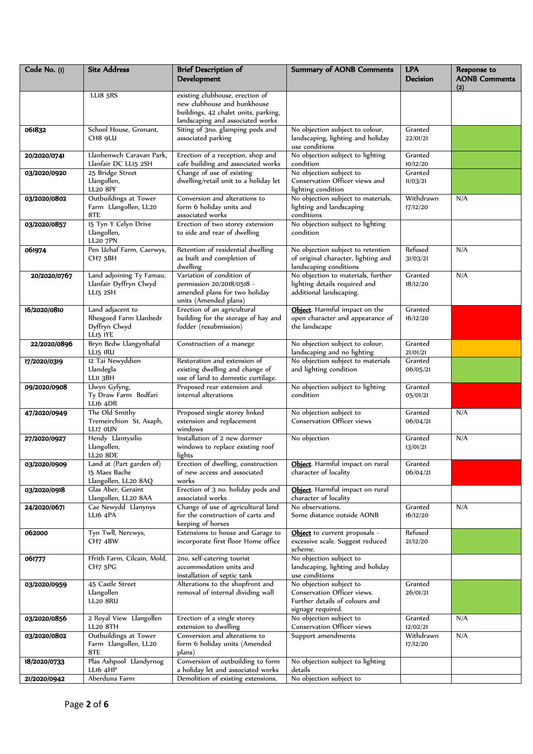| Code No. (1) | Site Address | Brief Description of Development | Summary of AONB Comments | LPA Decision | Response to AONB Comments (2) |
|---|---|---|---|---|---|
| | LL18 5RS | existing clubhouse, erection of new clubhouse and bunkhouse buildings, 42 chalet units, parking, landscaping and associated works | | | |
| 061832 | School House, Gronant, CH8 9LU | Siting of 3no. glamping pods and associated parking | No objection subject to colour, landscaping, lighting and holiday use conditions | Granted 22/01/21 | |
| 20/2020/0741 | Llanbenwch Caravan Park, Llanfair DC LL15 2SH | Erection of a reception, shop and cafe building and associated works | No objection subject to lighting condition | Granted 10/12/20 | |
| 03/2020/0920 | 25 Bridge Street Llangollen, LL20 8PF | Change of use of existing dwelling/retail unit to a holiday let | No objection subject to Conservation Officer views and lighting condition | Granted 11/03/21 | |
| 03/2020/0802 | Outbuildings at Tower Farm Llangollen, LL20 8TE | Conversion and alterations to form 6 holiday units and associated works | No objection subject to materials, lighting and landscaping conditions | Withdrawn 17/12/20 | N/A |
| 03/2020/0857 | 15 Tyn Y Celyn Drive Llangollen, LL20 7PN | Erection of two storey extension to side and rear of dwelling | No objection subject to lighting condition | | |
| 061974 | Pen Uchaf Farm, Caerwys, CH7 5BH | Retention of residential dwelling as built and completion of dwelling | No objection subject to retention of original character, lighting and landscaping conditions | Refused 31/03/21 | N/A |
| 20/2020/0767 | Land adjoining Ty Famau, Llanfair Dyffryn Clwyd LL15 2SH | Variation of condition of permission 20/2018/0518 - amended plans for two holiday units (Amended plans) | No objection to materials, further lighting details required and additional landscaping. | Granted 18/12/20 | N/A |
| 16/2020/0810 | Land adjacent to Rhesgoed Farm Llanbedr Dyffryn Clwyd LL15 1YE | Erection of an agricultural building for the storage of hay and fodder (resubmission) | **Object**. Harmful impact on the open character and appearance of the landscape | Granted 16/12/20 | |
| 22/2020/0896 | Bryn Bedw Llangynhafal LL15 1RU | Construction of a manege | No objection subject to colour, landscaping and no lighting | Granted 21/01/21 | |
| 17/2020/0319 | 12 Tai Newyddion Llandegla LL11 3BH | Restoration and extension of existing dwelling and change of use of land to domestic curtilage. | No objection subject to materials and lighting condition | Granted 06/05/21 | |
| 09/2020/0908 | Llwyn Gyfyng, Ty Draw Farm Bodfari LL16 4DR | Proposed rear extension and internal alterations | No objection subject to lighting condition | Granted 05/01/21 | |
| 47/2020/0949 | The Old Smithy Tremeirchion St. Asaph, LL17 0UN | Proposed single storey linked extension and replacement windows | No objection subject to Conservation Officer views | Granted 06/04/21 | N/A |
| 27/2020/0927 | Hendy Llantysilio Llangollen, LL20 8DE | Installation of 2 new dormer windows to replace existing roof lights | No objection | Granted 13/01/21 | N/A |
| 03/2020/0909 | Land at (Part garden of) 15 Maes Bache Llangollen, LL20 8AQ | Erection of dwelling, construction of new access and associated works | **Object**. Harmful impact on rural character of locality | Granted 06/04/21 | |
| 03/2020/0918 | Glas Aber, Geraint Llangollen, LL20 8AA | Erection of 3 no. holiday pods and associated works | **Object**. Harmful impact on rural character of locality | | |
| 24/2020/0671 | Cae Newydd Llanynys LL16 4PA | Change of use of agricultural land for the construction of carts and keeping of horses | No observations. Some distance outside AONB | Granted 16/12/20 | N/A |
| 062000 | Tyn Twll, Nercwys, CH7 4BW | Extensions to house and Garage to incorporate first floor Home office | **Object** to current proposals - excessive scale. Suggest reduced scheme. | Refused 21/12/20 | |
| 061777 | Ffrith Farm, Cilcain, Mold, CH7 5PG | 2no. self-catering tourist accommodation units and installation of septic tank | No objection subject to landscaping, lighting and holiday use conditions | | |
| 03/2020/0959 | 45 Castle Street Llangollen LL20 8RU | Alterations to the shopfront and removal of internal dividing wall | No objection subject to Conservation Officer views. Further details of colours and signage required. | Granted 26/01/21 | |
| 03/2020/0856 | 2 Royal View Llangollen LL20 8TH | Erection of a single storey extension to dwelling | No objection subject to Conservation Officer views | Granted 12/02/21 | N/A |
| 03/2020/0802 | Outbuildings at Tower Farm Llangollen, LL20 8TE | Conversion and alterations to form 6 holiday units (Amended plans) | Support amendments | Withdrawn 17/12/20 | N/A |
| 18/2020/0733 | Plas Ashpool Llandyrnog LL16 4HP | Conversion of outbuilding to form a holiday let and associated works | No objection subject to lighting details | | |
| 21/2020/0942 | Aberduna Farm | Demolition of existing extensions, | No objection subject to | | |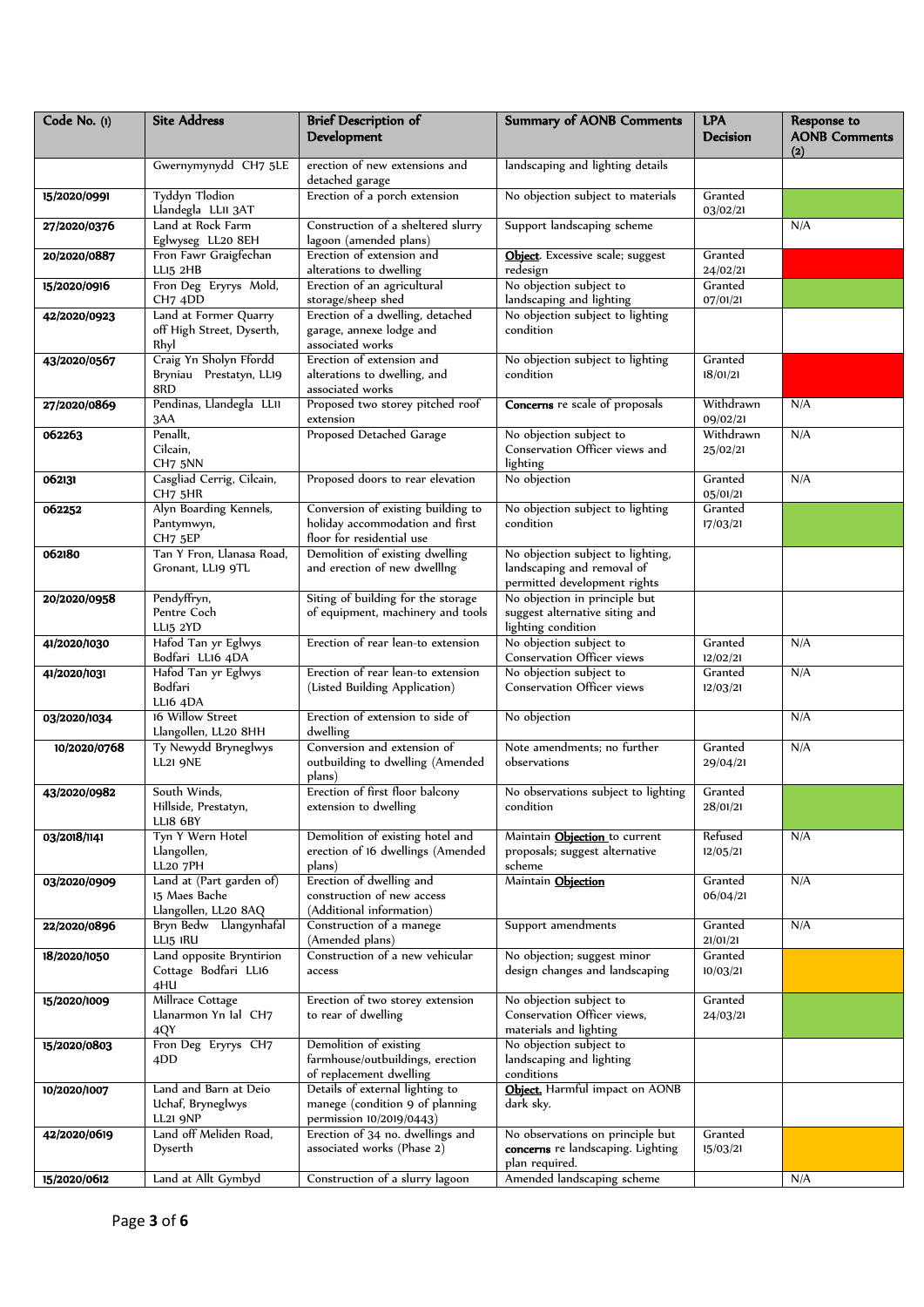| Code No. (1) | Site Address | Brief Description of Development | Summary of AONB Comments | LPA Decision | Response to AONB Comments (2) |
|---|---|---|---|---|---|
| | Gwernymynydd CH7 5LE | erection of new extensions and detached garage | landscaping and lighting details | | |
| 15/2020/0991 | Tyddyn Tlodion Llandegla LL11 3AT | Erection of a porch extension | No objection subject to materials | Granted 03/02/21 | |
| 27/2020/0376 | Land at Rock Farm Eglwyseg LL20 8EH | Construction of a sheltered slurry lagoon (amended plans) | Support landscaping scheme | | N/A |
| 20/2020/0887 | Fron Fawr Graigfechan LL15 2HB | Erection of extension and alterations to dwelling | **Object**. Excessive scale; suggest redesign | Granted 24/02/21 | |
| 15/2020/0916 | Fron Deg Eryrys Mold, CH7 4DD | Erection of an agricultural storage/sheep shed | No objection subject to landscaping and lighting | Granted 07/01/21 | |
| 42/2020/0923 | Land at Former Quarry off High Street, Dyserth, Rhyl | Erection of a dwelling, detached garage, annexe lodge and associated works | No objection subject to lighting condition | | |
| 43/2020/0567 | Craig Yn Sholyn Ffordd Bryniau Prestatyn, LL19 8RD | Erection of extension and alterations to dwelling, and associated works | No objection subject to lighting condition | Granted 18/01/21 | |
| 27/2020/0869 | Pendinas, Llandegla LL11 3AA | Proposed two storey pitched roof extension | **Concerns** re scale of proposals | Withdrawn 09/02/21 | N/A |
| 062263 | Penallt, Cilcain, CH7 5NN | Proposed Detached Garage | No objection subject to Conservation Officer views and lighting | Withdrawn 25/02/21 | N/A |
| 062131 | Casgliad Cerrig, Cilcain, CH7 5HR | Proposed doors to rear elevation | No objection | Granted 05/01/21 | N/A |
| 062252 | Alyn Boarding Kennels, Pantymwyn, CH7 5EP | Conversion of existing building to holiday accommodation and first floor for residential use | No objection subject to lighting condition | Granted 17/03/21 | |
| 062180 | Tan Y Fron, Llanasa Road, Gronant, LL19 9TL | Demolition of existing dwelling and erection of new dwellIng | No objection subject to lighting, landscaping and removal of permitted development rights | | |
| 20/2020/0958 | Pendyffryn, Pentre Coch LL15 2YD | Siting of building for the storage of equipment, machinery and tools | No objection in principle but suggest alternative siting and lighting condition | | |
| 41/2020/1030 | Hafod Tan yr Eglwys Bodfari LL16 4DA | Erection of rear lean-to extension | No objection subject to Conservation Officer views | Granted 12/02/21 | N/A |
| 41/2020/1031 | Hafod Tan yr Eglwys Bodfari LL16 4DA | Erection of rear lean-to extension (Listed Building Application) | No objection subject to Conservation Officer views | Granted 12/03/21 | N/A |
| 03/2020/1034 | 16 Willow Street Llangollen, LL20 8HH | Erection of extension to side of dwelling | No objection | | N/A |
| 10/2020/0768 | Ty Newydd Bryneglwys LL21 9NE | Conversion and extension of outbuilding to dwelling (Amended plans) | Note amendments; no further observations | Granted 29/04/21 | N/A |
| 43/2020/0982 | South Winds, Hillside, Prestatyn, LL18 6BY | Erection of first floor balcony extension to dwelling | No observations subject to lighting condition | Granted 28/01/21 | |
| 03/2018/1141 | Tyn Y Wern Hotel Llangollen, LL20 7PH | Demolition of existing hotel and erection of 16 dwellings (Amended plans) | Maintain **Objection** to current proposals; suggest alternative scheme | Refused 12/05/21 | N/A |
| 03/2020/0909 | Land at (Part garden of) 15 Maes Bache Llangollen, LL20 8AQ | Erection of dwelling and construction of new access (Additional information) | Maintain **Objection** | Granted 06/04/21 | N/A |
| 22/2020/0896 | Bryn Bedw Llangynhafal LL15 1RU | Construction of a manege (Amended plans) | Support amendments | Granted 21/01/21 | N/A |
| 18/2020/1050 | Land opposite Bryntirion Cottage Bodfari LL16 4HU | Construction of a new vehicular access | No objection; suggest minor design changes and landscaping | Granted 10/03/21 | |
| 15/2020/1009 | Millrace Cottage Llanarmon Yn Ial CH7 4QY | Erection of two storey extension to rear of dwelling | No objection subject to Conservation Officer views, materials and lighting | Granted 24/03/21 | |
| 15/2020/0803 | Fron Deg Eryrys CH7 4DD | Demolition of existing farmhouse/outbuildings, erection of replacement dwelling | No objection subject to landscaping and lighting conditions | | |
| 10/2020/1007 | Land and Barn at Deio Uchaf, Bryneglwys LL21 9NP | Details of external lighting to manege (condition 9 of planning permission 10/2019/0443) | **Object.** Harmful impact on AONB dark sky. | | |
| 42/2020/0619 | Land off Meliden Road, Dyserth | Erection of 34 no. dwellings and associated works (Phase 2) | No observations on principle but **concerns** re landscaping. Lighting plan required. | Granted 15/03/21 | |
| 15/2020/0612 | Land at Allt Gymbyd | Construction of a slurry lagoon | Amended landscaping scheme | | N/A |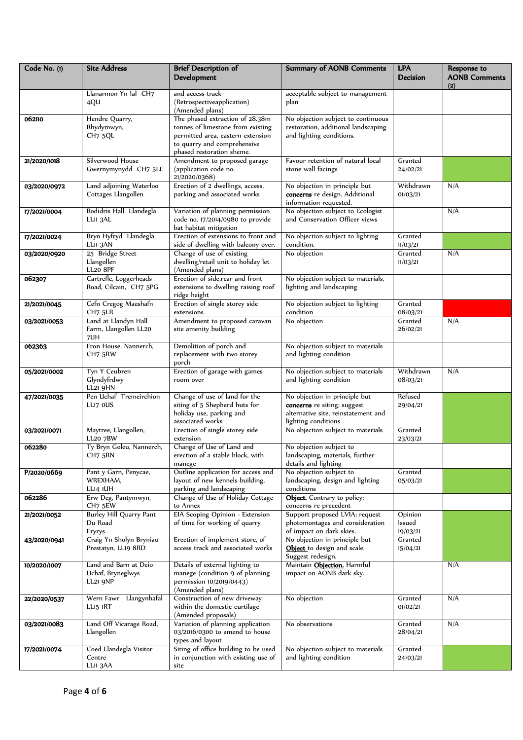| Code No. (1) | Site Address | Brief Description of Development | Summary of AONB Comments | LPA Decision | Response to AONB Comments (2) |
|---|---|---|---|---|---|
| | Llanarmon Yn Ial CH7 4QU | and access track (Retrospectiveapplication) (Amended plans) | acceptable subject to management plan | | |
| 062110 | Hendre Quarry, Rhydymwyn, CH7 5QL | The phased extraction of 28.38m tonnes of limestone from existing permitted area, eastern extension to quarry and comprehensive phased restoration sheme. | No objection subject to continuous restoration, additional landscaping and lighting conditions. | | |
| 21/2020/1018 | Silverwood House Gwernymynydd CH7 5LE | Amendment to proposed garage (application code no. 21/2020/0368) | Favour retention of natural local stone wall facings | Granted 24/02/21 | |
| 03/2020/0972 | Land adjoining Waterloo Cottages Llangollen | Erection of 2 dwellings, access, parking and associated works | No objection in principle but **concerns** re design. Additional information requested. | Withdrawn 01/03/21 | N/A |
| 17/2021/0004 | Bodidris Hall Llandegla LL11 3AL | Variation of planning permission code no. 17/2014/0980 to provide bat habitat mitigation | No objection subject to Ecologist and Conservation Officer views | | N/A |
| 17/2021/0024 | Bryn Hyfryd Llandegla LL11 3AN | Erection of extensions to front and side of dwelling with balcony over. | No objection subject to lighting condition. | Granted 11/03/21 | |
| 03/2020/0920 | 25 Bridge Street Llangollen LL20 8PF | Change of use of existing dwelling/retail unit to holiday let (Amended plans) | No objection | Granted 11/03/21 | N/A |
| 062307 | Cartrefle, Loggerheads Road, Cilcain, CH7 5PG | Erection of side,rear and front extensions to dwelling raising roof ridge height | No objection subject to materials, lighting and landscaping | | |
| 21/2021/0045 | Cefn Cregog Maeshafn CH7 5LR | Erection of single storey side extensions | No objection subject to lighting condition | Granted 08/03/21 | |
| 03/2021/0053 | Land at Llandyn Hall Farm, Llangollen LL20 7UH | Amendment to proposed caravan site amenity building | No objection | Granted 26/02/21 | N/A |
| 062363 | Fron House, Nannerch, CH7 5RW | Demolition of porch and replacement with two storey porch | No objection subject to materials and lighting condition | | |
| 05/2021/0002 | Tyn Y Ceubren Glyndyfrdwy LL21 9HN | Erection of garage with games room over | No objection subject to materials and lighting condition | Withdrawn 08/03/21 | N/A |
| 47/2021/0035 | Pen Uchaf Tremeirchion LL17 0US | Change of use of land for the siting of 5 Shepherd huts for holiday use, parking and associated works | No objection in principle but **concerns** re siting; suggest alternative site, reinstatement and lighting conditions | Refused 29/04/21 | |
| 03/2021/0071 | Maytree, Llangollen, LL20 7BW | Erection of single storey side extension | No objection subject to materials | Granted 23/03/21 | |
| 062280 | Ty Bryn Goleu, Nannerch, CH7 5RN | Change of Use of Land and erection of a stable block, with manege | No objection subject to landscaping, materials, further details and lighting | | |
| P/2020/0669 | Pant y Garn, Penycae, WREXHAM, LL14 1UH | Outline application for access and layout of new kennels building, parking and landscaping | No objection subject to landscaping, design and lighting conditions | Granted 05/03/21 | |
| 062286 | Erw Deg, Pantymwyn, CH7 5EW | Change of Use of Holiday Cottage to Annex | **Object.** Contrary to policy; concerns re precedent | | |
| 21/2021/0052 | Burley Hill Quarry Pant Du Road Eryrys | EIA Scoping Opinion - Extension of time for working of quarry | Support proposed LVIA; request photomontages and consideration of impact on dark skies. | Opinion Issued 19/03/21 | |
| 43/2020/0941 | Craig Yn Sholyn Bryniau Prestatyn, LL19 8RD | Erection of implement store, of access track and associated works | No objection in principle but **Object** to design and scale. Suggest redesign. | Granted 15/04/21 | |
| 10/2020/1007 | Land and Barn at Deio Uchaf, Bryneglwys LL21 9NP | Details of external lighting to manege (condition 9 of planning permission 10/2019/0443) (Amended plans) | Maintain **Objection.** Harmful impact on AONB dark sky. | | N/A |
| 22/2020/0537 | Wern Fawr Llangynhafal LL15 1RT | Construction of new driveway within the domestic curtilage (Amended proposals) | No objection | Granted 01/02/21 | N/A |
| 03/2021/0083 | Land Off Vicarage Road, Llangollen | Variation of planning application 03/2016/0300 to amend to house types and layout | No observations | Granted 28/04/21 | N/A |
| 17/2021/0074 | Coed Llandegla Visitor Centre LL11 3AA | Siting of office building to be used in conjunction with existing use of site | No objection subject to materials and lighting condition | Granted 24/03/21 | |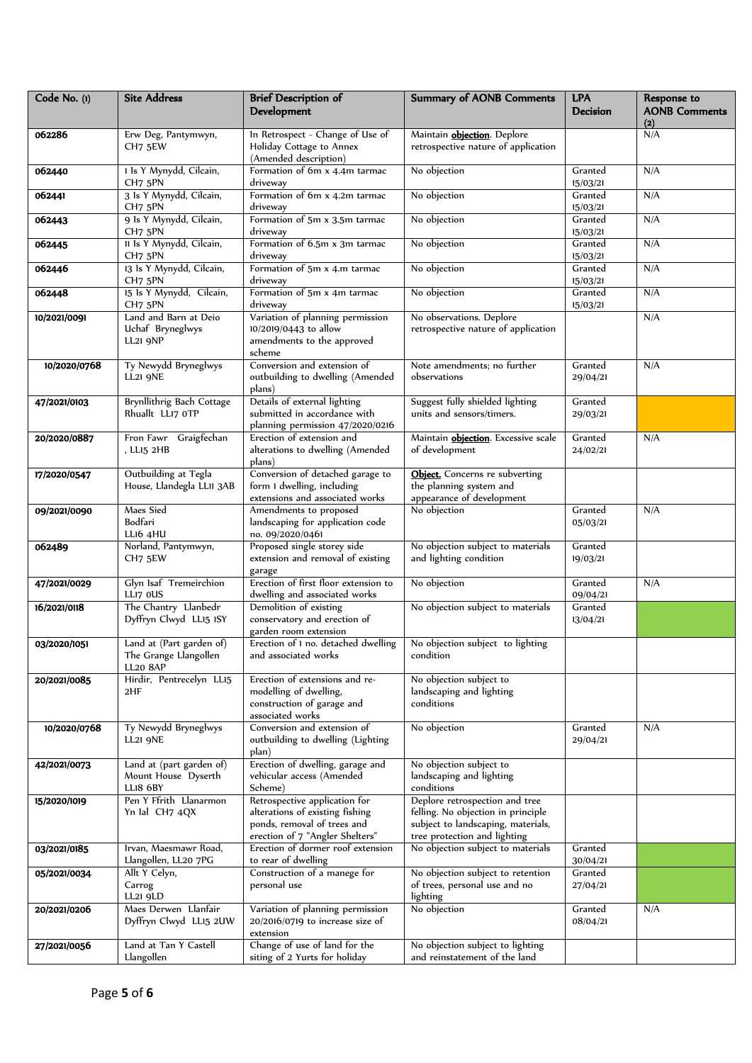| Code No. (1) | Site Address | Brief Description of Development | Summary of AONB Comments | LPA Decision | Response to AONB Comments (2) |
|---|---|---|---|---|---|
| 062286 | Erw Deg, Pantymwyn, CH7 5EW | In Retrospect - Change of Use of Holiday Cottage to Annex (Amended description) | Maintain **objection**. Deplore retrospective nature of application | | N/A |
| 062440 | 1 Is Y Mynydd, Cilcain, CH7 5PN | Formation of 6m x 4.4m tarmac driveway | No objection | Granted 15/03/21 | N/A |
| 062441 | 3 Is Y Mynydd, Cilcain, CH7 5PN | Formation of 6m x 4.2m tarmac driveway | No objection | Granted 15/03/21 | N/A |
| 062443 | 9 Is Y Mynydd, Cilcain, CH7 5PN | Formation of 5m x 3.5m tarmac driveway | No objection | Granted 15/03/21 | N/A |
| 062445 | 11 Is Y Mynydd, Cilcain, CH7 5PN | Formation of 6.5m x 3m tarmac driveway | No objection | Granted 15/03/21 | N/A |
| 062446 | 13 Is Y Mynydd, Cilcain, CH7 5PN | Formation of 5m x 4.m tarmac driveway | No objection | Granted 15/03/21 | N/A |
| 062448 | 15 Is Y Mynydd, Cilcain, CH7 5PN | Formation of 5m x 4m tarmac driveway | No objection | Granted 15/03/21 | N/A |
| 10/2021/0091 | Land and Barn at Deio Uchaf Bryneglwys LL21 9NP | Variation of planning permission 10/2019/0443 to allow amendments to the approved scheme | No observations. Deplore retrospective nature of application | | N/A |
| 10/2020/0768 | Ty Newydd Bryneglwys LL21 9NE | Conversion and extension of outbuilding to dwelling (Amended plans) | Note amendments; no further observations | Granted 29/04/21 | N/A |
| 47/2021/0103 | Brynllithrig Bach Cottage Rhuallt LL17 0TP | Details of external lighting submitted in accordance with planning permission 47/2020/0216 | Suggest fully shielded lighting units and sensors/timers. | Granted 29/03/21 | |
| 20/2020/0887 | Fron Fawr Graigfechan , LL15 2HB | Erection of extension and alterations to dwelling (Amended plans) | Maintain **objection**. Excessive scale of development | Granted 24/02/21 | N/A |
| 17/2020/0547 | Outbuilding at Tegla House, Llandegla LL11 3AB | Conversion of detached garage to form 1 dwelling, including extensions and associated works | **Object.** Concerns re subverting the planning system and appearance of development | | |
| 09/2021/0090 | Maes Sied Bodfari LL16 4HU | Amendments to proposed landscaping for application code no. 09/2020/0461 | No objection | Granted 05/03/21 | N/A |
| 062489 | Norland, Pantymwyn, CH7 5EW | Proposed single storey side extension and removal of existing garage | No objection subject to materials and lighting condition | Granted 19/03/21 | |
| 47/2021/0029 | Glyn Isaf Tremeirchion LL17 0US | Erection of first floor extension to dwelling and associated works | No objection | Granted 09/04/21 | N/A |
| 16/2021/0118 | The Chantry Llanbedr Dyffryn Clwyd LL15 1SY | Demolition of existing conservatory and erection of garden room extension | No objection subject to materials | Granted 13/04/21 | |
| 03/2020/1051 | Land at (Part garden of) The Grange Llangollen LL20 8AP | Erection of 1 no. detached dwelling and associated works | No objection subject to lighting condition | | |
| 20/2021/0085 | Hirdir, Pentrecelyn LL15 2HF | Erection of extensions and re-modelling of dwelling, construction of garage and associated works | No objection subject to landscaping and lighting conditions | | |
| 10/2020/0768 | Ty Newydd Bryneglwys LL21 9NE | Conversion and extension of outbuilding to dwelling (Lighting plan) | No objection | Granted 29/04/21 | N/A |
| 42/2021/0073 | Land at (part garden of) Mount House Dyserth LL18 6BY | Erection of dwelling, garage and vehicular access (Amended Scheme) | No objection subject to landscaping and lighting conditions | | |
| 15/2020/1019 | Pen Y Ffrith Llanarmon Yn Ial CH7 4QX | Retrospective application for alterations of existing fishing ponds, removal of trees and erection of 7 "Angler Shelters" | Deplore retrospection and tree felling. No objection in principle subject to landscaping, materials, tree protection and lighting | | |
| 03/2021/0185 | Irvan, Maesmawr Road, Llangollen, LL20 7PG | Erection of dormer roof extension to rear of dwelling | No objection subject to materials | Granted 30/04/21 | |
| 05/2021/0034 | Allt Y Celyn, Carrog LL21 9LD | Construction of a manege for personal use | No objection subject to retention of trees, personal use and no lighting | Granted 27/04/21 | |
| 20/2021/0206 | Maes Derwen Llanfair Dyffryn Clwyd LL15 2UW | Variation of planning permission 20/2016/0719 to increase size of extension | No objection | Granted 08/04/21 | N/A |
| 27/2021/0056 | Land at Tan Y Castell Llangollen | Change of use of land for the siting of 2 Yurts for holiday | No objection subject to lighting and reinstatement of the land | | |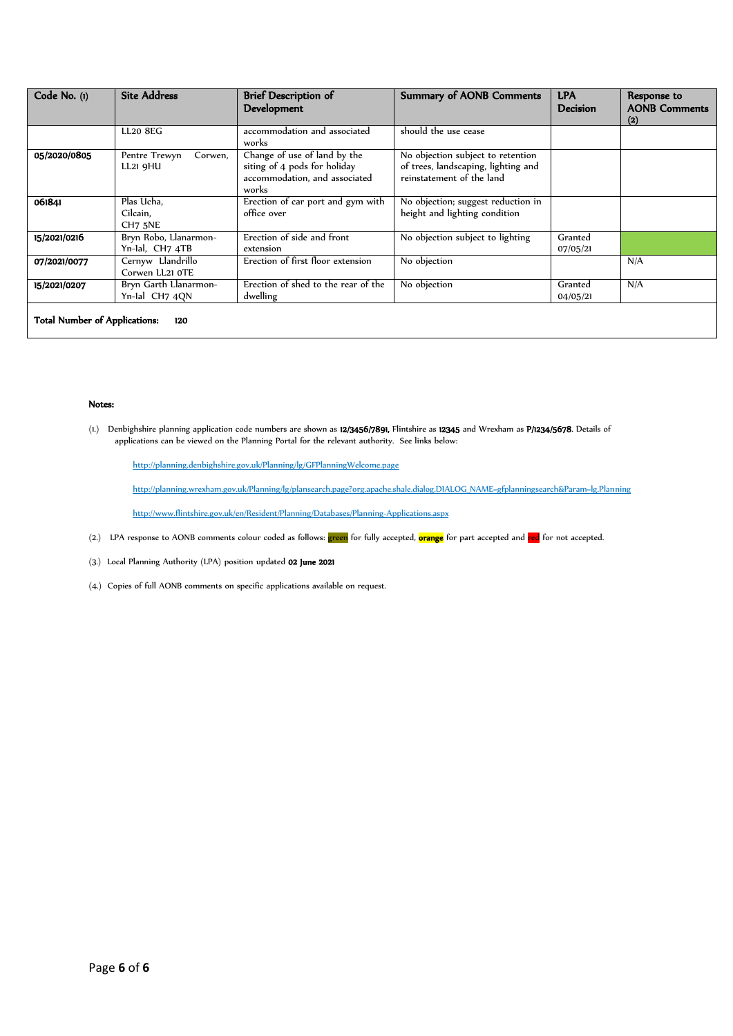| Code No. (1) | Site Address | Brief Description of Development | Summary of AONB Comments | LPA Decision | Response to AONB Comments (2) |
|---|---|---|---|---|---|
| | LL20 8EG | accommodation and associated works | should the use cease | | |
| **05/2020/0805** | Pentre Trewyn Corwen, LL21 9HU | Change of use of land by the siting of 4 pods for holiday accommodation, and associated works | No objection subject to retention of trees, landscaping, lighting and reinstatement of the land | | |
| **061841** | Plas Ucha, Cilcain, CH7 5NE | Erection of car port and gym with office over | No objection; suggest reduction in height and lighting condition | | |
| **15/2021/0216** | Bryn Robo, Llanarmon-Yn-Ial, CH7 4TB | Erection of side and front extension | No objection subject to lighting | Granted 07/05/21 | |
| **07/2021/0077** | Cernyw Llandrillo Corwen LL21 0TE | Erection of first floor extension | No objection | | N/A |
| **15/2021/0207** | Bryn Garth Llanarmon-Yn-Ial CH7 4QN | Erection of shed to the rear of the dwelling | No objection | Granted 04/05/21 | N/A |
| **Total Number of Applications: 120** | | | | | |

**Notes:**

(1.) Denbighshire planning application code numbers are shown as **12/3456/7891**, Flintshire as **12345** and Wrexham as **P/1234/5678**. Details of applications can be viewed on the Planning Portal for the relevant authority. See links below:

http://planning.denbighshire.gov.uk/Planning/lg/GFPlanningWelcome.page

http://planning.wrexham.gov.uk/Planning/lg/plansearch.page?org.apache.shale.dialog.DIALOG_NAME=gfplanningsearch&Param=lg.Planning

http://www.flintshire.gov.uk/en/Resident/Planning/Databases/Planning-Applications.aspx

(2.) LPA response to AONB comments colour coded as follows: green for fully accepted, **orange** for part accepted and red for not accepted.

(3.) Local Planning Authority (LPA) position updated **02 June 2021**

(4.) Copies of full AONB comments on specific applications available on request.